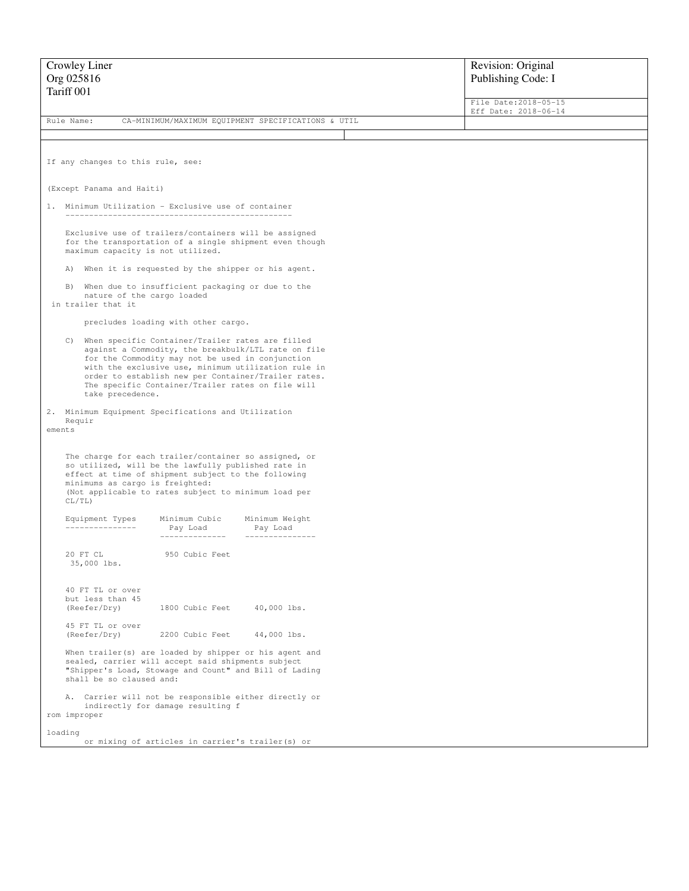| Crowley Liner<br>Org 025816<br>Tariff 001 | Revision: Original<br>Publishing Code: I<br>File Date:2018-05-15<br>Eff Date: 2018-06-14 |
|---|---|
| Rule Name: CA-MINIMUM/MAXIMUM EQUIPMENT SPECIFICATIONS & UTIL | |

If any changes to this rule, see:

(Except Panama and Haiti)

1. Minimum Utilization - Exclusive use of container

   Exclusive use of trailers/containers will be assigned for the transportation of a single shipment even though maximum capacity is not utilized.

   A) When it is requested by the shipper or his agent.

   B) When due to insufficient packaging or due to the nature of the cargo loaded in trailer that it precludes loading with other cargo.

   C) When specific Container/Trailer rates are filled against a Commodity, the breakbulk/LTL rate on file for the Commodity may not be used in conjunction with the exclusive use, minimum utilization rule in order to establish new per Container/Trailer rates. The specific Container/Trailer rates on file will take precedence.

2. Minimum Equipment Specifications and Utilization Requirements

   The charge for each trailer/container so assigned, or so utilized, will be the lawfully published rate in effect at time of shipment subject to the following minimums as cargo is freighted:
   (Not applicable to rates subject to minimum load per CL/TL)

| Equipment Types | Minimum Cubic Pay Load | Minimum Weight Pay Load |
|---|---|---|
| 20 FT CL | 950 Cubic Feet | 35,000 lbs. |
| 40 FT TL or over but less than 45 (Reefer/Dry) | 1800 Cubic Feet | 40,000 lbs. |
| 45 FT TL or over (Reefer/Dry) | 2200 Cubic Feet | 44,000 lbs. |

   When trailer(s) are loaded by shipper or his agent and sealed, carrier will accept said shipments subject "Shipper's Load, Stowage and Count" and Bill of Lading shall be so claused and:

   A. Carrier will not be responsible either directly or indirectly for damage resulting from improper loading or mixing of articles in carrier's trailer(s) or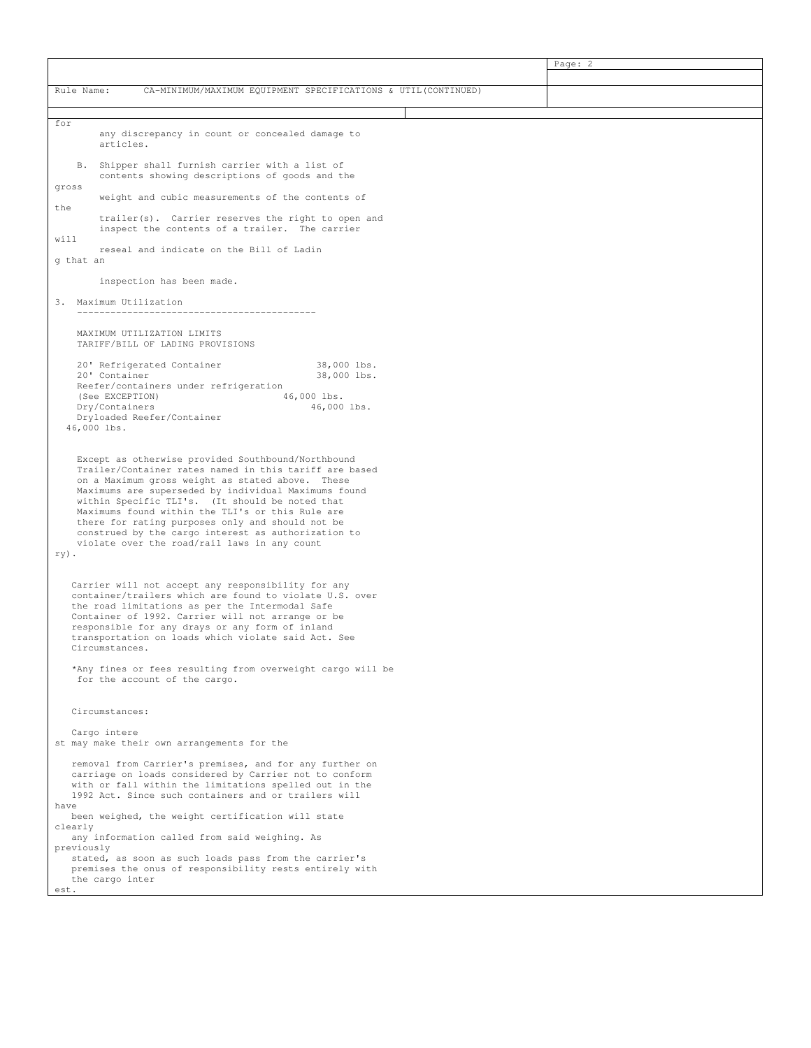Rule Name: CA-MINIMUM/MAXIMUM EQUIPMENT SPECIFICATIONS & UTIL(CONTINUED)

for any discrepancy in count or concealed damage to articles.

B. Shipper shall furnish carrier with a list of contents showing descriptions of goods and the gross weight and cubic measurements of the contents of the trailer(s). Carrier reserves the right to open and inspect the contents of a trailer. The carrier will reseal and indicate on the Bill of Lading that an inspection has been made.

3. Maximum Utilization

MAXIMUM UTILIZATION LIMITS
TARIFF/BILL OF LADING PROVISIONS

| | |
|---|---|
| 20' Refrigerated Container | 38,000 lbs. |
| 20' Container | 38,000 lbs. |
| Reefer/containers under refrigeration (See EXCEPTION) | 46,000 lbs. |
| Dry/Containers | 46,000 lbs. |
| Dryloaded Reefer/Container | 46,000 lbs. |

Except as otherwise provided Southbound/Northbound Trailer/Container rates named in this tariff are based on a Maximum gross weight as stated above. These Maximums are superseded by individual Maximums found within Specific TLI's. (It should be noted that Maximums found within the TLI's or this Rule are there for rating purposes only and should not be construed by the cargo interest as authorization to violate over the road/rail laws in any country).

Carrier will not accept any responsibility for any container/trailers which are found to violate U.S. over the road limitations as per the Intermodal Safe Container of 1992. Carrier will not arrange or be responsible for any drays or any form of inland transportation on loads which violate said Act. See Circumstances.

*Any fines or fees resulting from overweight cargo will be for the account of the cargo.

Circumstances:

Cargo interest may make their own arrangements for the removal from Carrier's premises, and for any further on carriage on loads considered by Carrier not to conform with or fall within the limitations spelled out in the 1992 Act. Since such containers and or trailers will have been weighed, the weight certification will state clearly any information called from said weighing. As previously stated, as soon as such loads pass from the carrier's premises the onus of responsibility rests entirely with the cargo interest.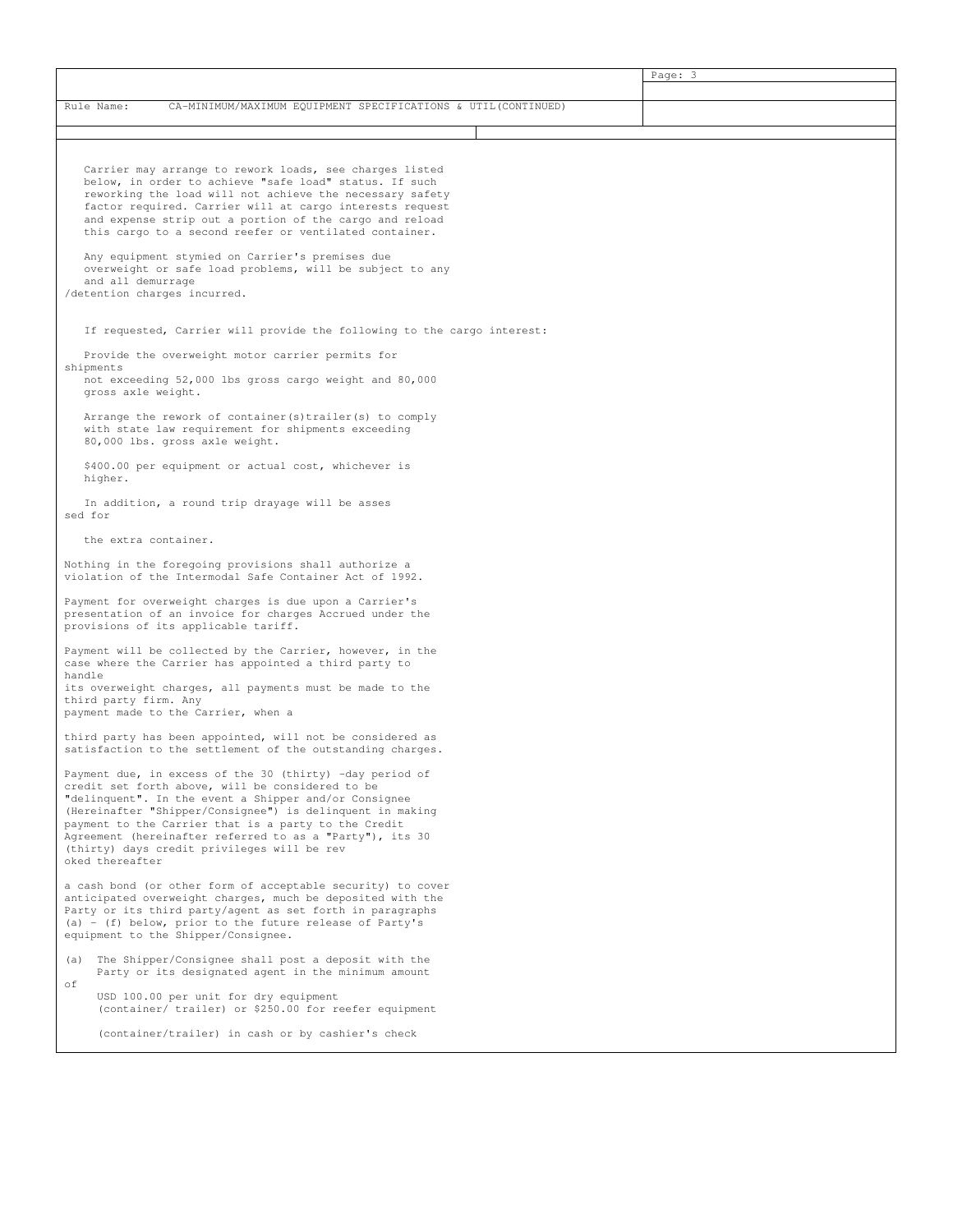Rule Name: CA-MINIMUM/MAXIMUM EQUIPMENT SPECIFICATIONS & UTIL(CONTINUED)

Carrier may arrange to rework loads, see charges listed below, in order to achieve "safe load" status. If such reworking the load will not achieve the necessary safety factor required. Carrier will at cargo interests request and expense strip out a portion of the cargo and reload this cargo to a second reefer or ventilated container.

Any equipment stymied on Carrier's premises due overweight or safe load problems, will be subject to any and all demurrage /detention charges incurred.

If requested, Carrier will provide the following to the cargo interest:

Provide the overweight motor carrier permits for shipments not exceeding 52,000 lbs gross cargo weight and 80,000 gross axle weight.

Arrange the rework of container(s)trailer(s) to comply with state law requirement for shipments exceeding 80,000 lbs. gross axle weight.

$400.00 per equipment or actual cost, whichever is higher.

In addition, a round trip drayage will be assessed for the extra container.

Nothing in the foregoing provisions shall authorize a violation of the Intermodal Safe Container Act of 1992.

Payment for overweight charges is due upon a Carrier's presentation of an invoice for charges Accrued under the provisions of its applicable tariff.

Payment will be collected by the Carrier, however, in the case where the Carrier has appointed a third party to handle its overweight charges, all payments must be made to the third party firm. Any payment made to the Carrier, when a third party has been appointed, will not be considered as satisfaction to the settlement of the outstanding charges.

Payment due, in excess of the 30 (thirty) -day period of credit set forth above, will be considered to be "delinquent". In the event a Shipper and/or Consignee (Hereinafter "Shipper/Consignee") is delinquent in making payment to the Carrier that is a party to the Credit Agreement (hereinafter referred to as a "Party"), its 30 (thirty) days credit privileges will be revoked thereafter

a cash bond (or other form of acceptable security) to cover anticipated overweight charges, much be deposited with the Party or its third party/agent as set forth in paragraphs (a) - (f) below, prior to the future release of Party's equipment to the Shipper/Consignee.

(a) The Shipper/Consignee shall post a deposit with the Party or its designated agent in the minimum amount of USD 100.00 per unit for dry equipment (container/ trailer) or $250.00 for reefer equipment (container/trailer) in cash or by cashier's check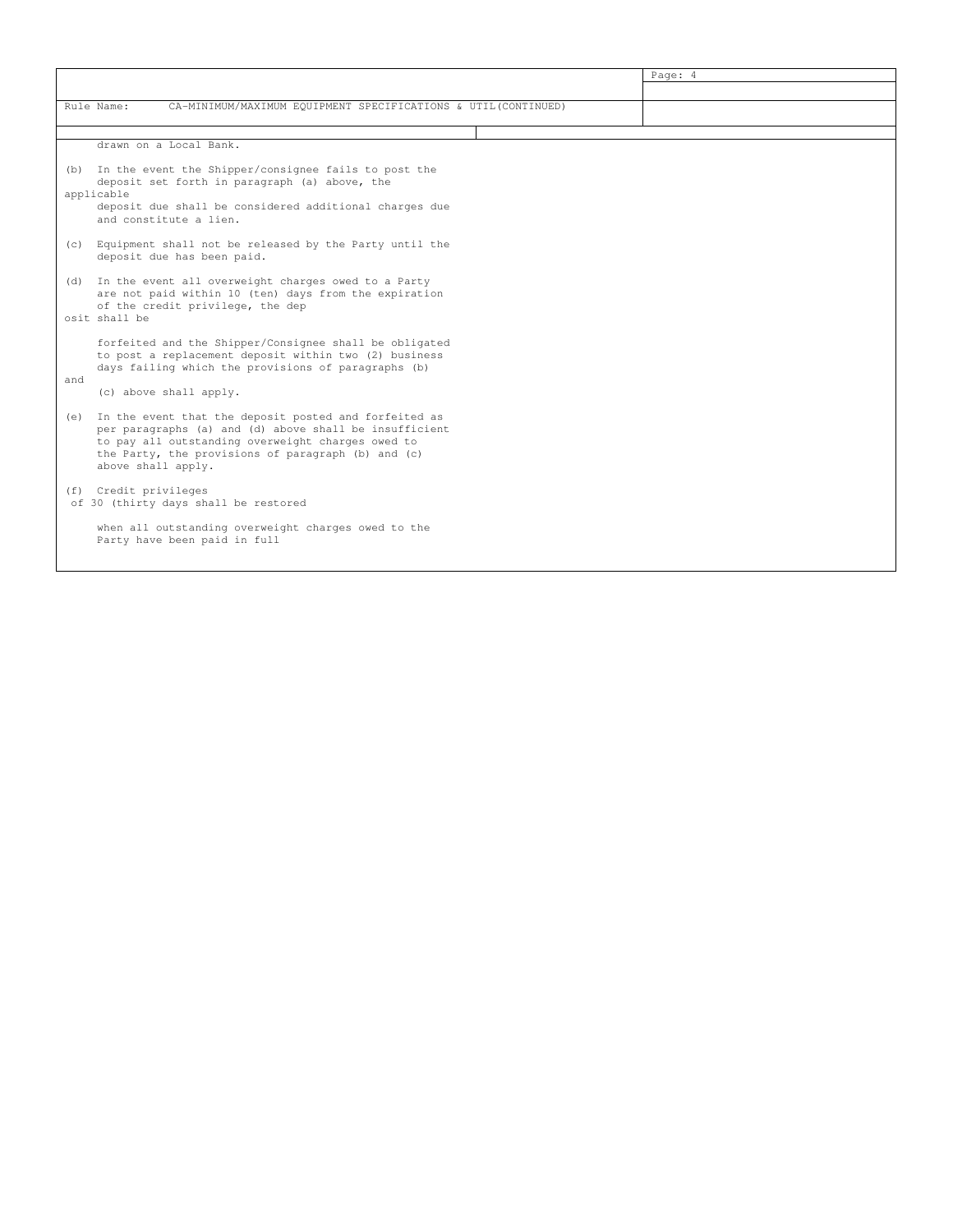Rule Name: CA-MINIMUM/MAXIMUM EQUIPMENT SPECIFICATIONS & UTIL(CONTINUED)

drawn on a Local Bank.

(b) In the event the Shipper/consignee fails to post the deposit set forth in paragraph (a) above, the applicable deposit due shall be considered additional charges due and constitute a lien.

(c) Equipment shall not be released by the Party until the deposit due has been paid.

(d) In the event all overweight charges owed to a Party are not paid within 10 (ten) days from the expiration of the credit privilege, the deposit shall be forfeited and the Shipper/Consignee shall be obligated to post a replacement deposit within two (2) business days failing which the provisions of paragraphs (b) and (c) above shall apply.

(e) In the event that the deposit posted and forfeited as per paragraphs (a) and (d) above shall be insufficient to pay all outstanding overweight charges owed to the Party, the provisions of paragraph (b) and (c) above shall apply.

(f) Credit privileges of 30 (thirty days shall be restored when all outstanding overweight charges owed to the Party have been paid in full